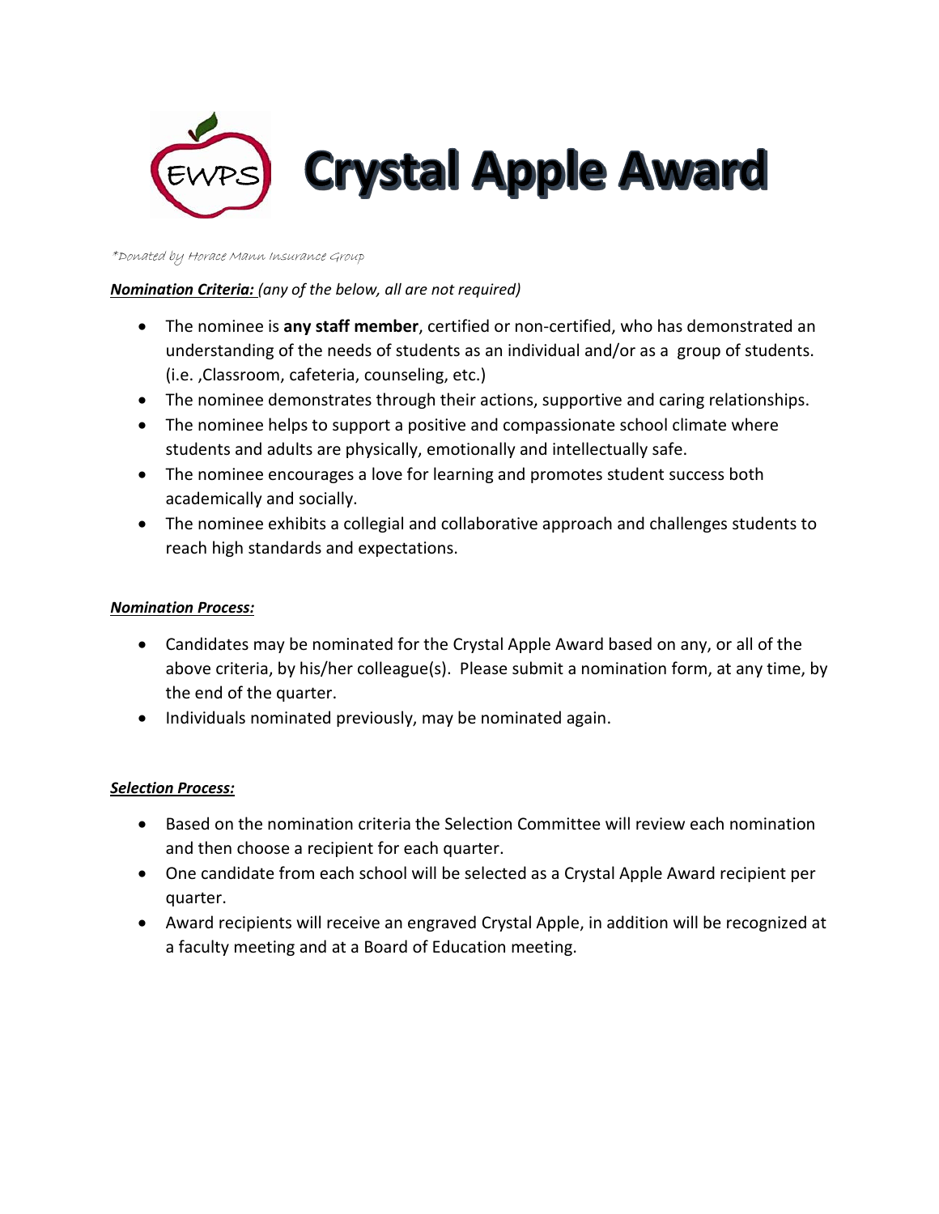# EWPS Crystal Apple Award

*Donated by Horace Mann Insurance Group

***Nomination Criteria:*** *(any of the below, all are not required)*

- The nominee is **any staff member**, certified or non-certified, who has demonstrated an understanding of the needs of students as an individual and/or as a group of students. (i.e. ,Classroom, cafeteria, counseling, etc.)
- The nominee demonstrates through their actions, supportive and caring relationships.
- The nominee helps to support a positive and compassionate school climate where students and adults are physically, emotionally and intellectually safe.
- The nominee encourages a love for learning and promotes student success both academically and socially.
- The nominee exhibits a collegial and collaborative approach and challenges students to reach high standards and expectations.

***Nomination Process:***

- Candidates may be nominated for the Crystal Apple Award based on any, or all of the above criteria, by his/her colleague(s). Please submit a nomination form, at any time, by the end of the quarter.
- Individuals nominated previously, may be nominated again.

***Selection Process:***

- Based on the nomination criteria the Selection Committee will review each nomination and then choose a recipient for each quarter.
- One candidate from each school will be selected as a Crystal Apple Award recipient per quarter.
- Award recipients will receive an engraved Crystal Apple, in addition will be recognized at a faculty meeting and at a Board of Education meeting.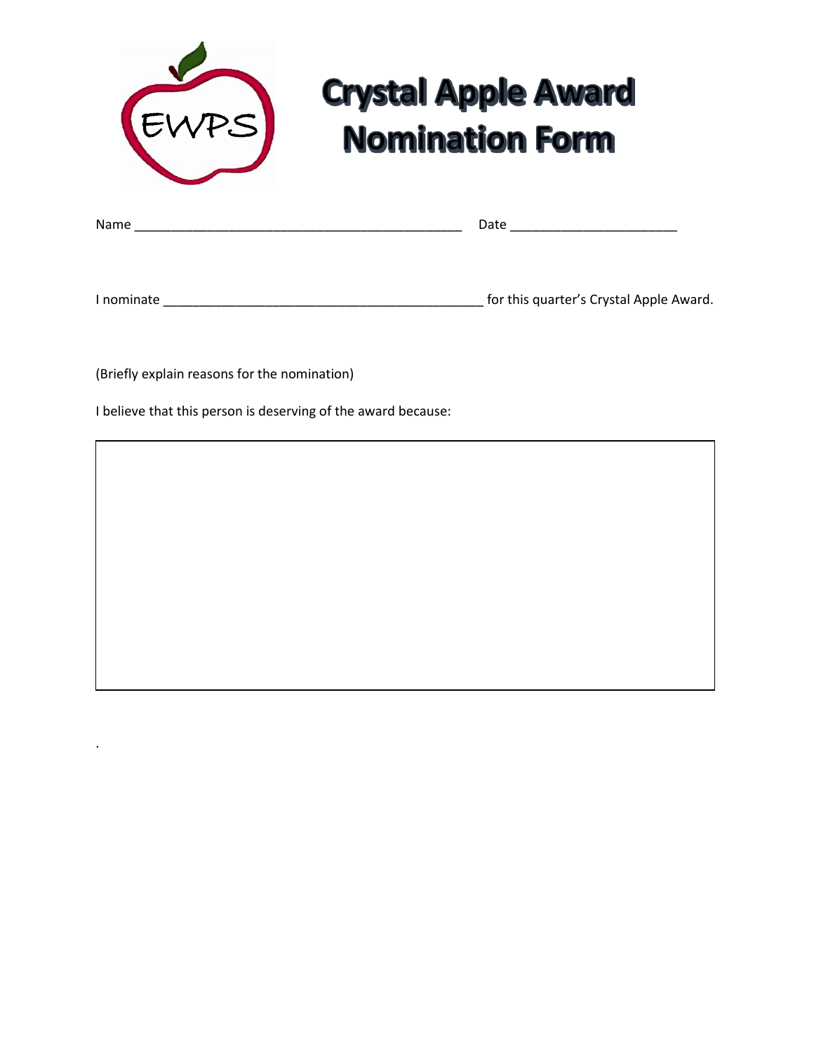EWPS

# Crystal Apple Award Nomination Form

Name ______________________________________________ Date _______________________

I nominate ____________________________________________ for this quarter's Crystal Apple Award.

(Briefly explain reasons for the nomination)

I believe that this person is deserving of the award because:

| |
|---|
| |

.